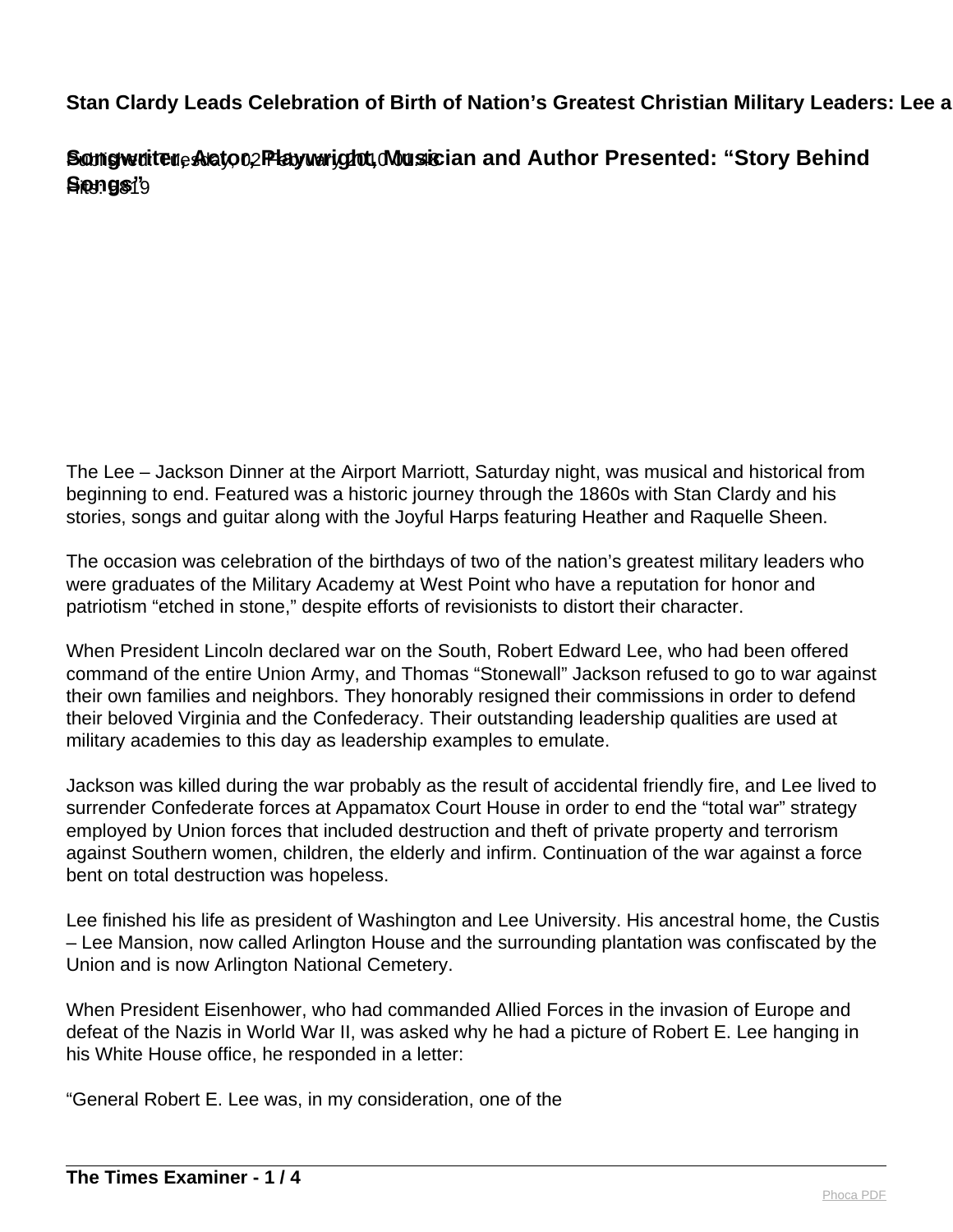# Stan Clardy Leads Celebration of Birth of Nation's Greatest Christian Military Leaders: Lee a

## Songwriter, Actor, Playwright, Musician and Author Presented: "Story Behind Songs"

Published: Tuesday, 02 February 2010 00:48
Hits: 3819

The Lee – Jackson Dinner at the Airport Marriott, Saturday night, was musical and historical from beginning to end. Featured was a historic journey through the 1860s with Stan Clardy and his stories, songs and guitar along with the Joyful Harps featuring Heather and Raquelle Sheen.

The occasion was celebration of the birthdays of two of the nation's greatest military leaders who were graduates of the Military Academy at West Point who have a reputation for honor and patriotism "etched in stone," despite efforts of revisionists to distort their character.

When President Lincoln declared war on the South, Robert Edward Lee, who had been offered command of the entire Union Army, and Thomas "Stonewall" Jackson refused to go to war against their own families and neighbors. They honorably resigned their commissions in order to defend their beloved Virginia and the Confederacy. Their outstanding leadership qualities are used at military academies to this day as leadership examples to emulate.

Jackson was killed during the war probably as the result of accidental friendly fire, and Lee lived to surrender Confederate forces at Appamatox Court House in order to end the "total war" strategy employed by Union forces that included destruction and theft of private property and terrorism against Southern women, children, the elderly and infirm. Continuation of the war against a force bent on total destruction was hopeless.

Lee finished his life as president of Washington and Lee University. His ancestral home, the Custis – Lee Mansion, now called Arlington House and the surrounding plantation was confiscated by the Union and is now Arlington National Cemetery.

When President Eisenhower, who had commanded Allied Forces in the invasion of Europe and defeat of the Nazis in World War II, was asked why he had a picture of Robert E. Lee hanging in his White House office, he responded in a letter:

"General Robert E. Lee was, in my consideration, one of the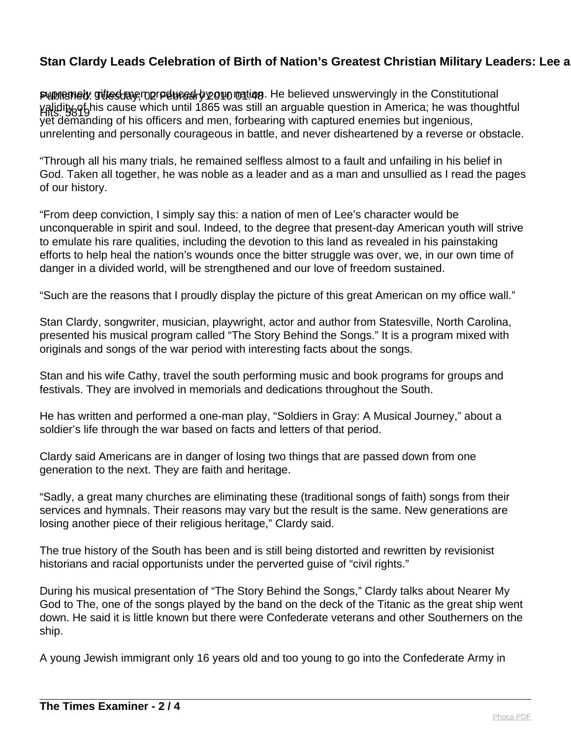supremely gifted men produced by our nation. He believed unswervingly in the Constitutional validity of his cause which until 1865 was still an arguable question in America; he was thoughtful yet demanding of his officers and men, forbearing with captured enemies but ingenious, unrelenting and personally courageous in battle, and never disheartened by a reverse or obstacle.

"Through all his many trials, he remained selfless almost to a fault and unfailing in his belief in God. Taken all together, he was noble as a leader and as a man and unsullied as I read the pages of our history.

"From deep conviction, I simply say this: a nation of men of Lee's character would be unconquerable in spirit and soul. Indeed, to the degree that present-day American youth will strive to emulate his rare qualities, including the devotion to this land as revealed in his painstaking efforts to help heal the nation's wounds once the bitter struggle was over, we, in our own time of danger in a divided world, will be strengthened and our love of freedom sustained.

"Such are the reasons that I proudly display the picture of this great American on my office wall."

Stan Clardy, songwriter, musician, playwright, actor and author from Statesville, North Carolina, presented his musical program called "The Story Behind the Songs." It is a program mixed with originals and songs of the war period with interesting facts about the songs.

Stan and his wife Cathy, travel the south performing music and book programs for groups and festivals. They are involved in memorials and dedications throughout the South.

He has written and performed a one-man play, "Soldiers in Gray: A Musical Journey," about a soldier's life through the war based on facts and letters of that period.

Clardy said Americans are in danger of losing two things that are passed down from one generation to the next. They are faith and heritage.

"Sadly, a great many churches are eliminating these (traditional songs of faith) songs from their services and hymnals. Their reasons may vary but the result is the same. New generations are losing another piece of their religious heritage," Clardy said.

The true history of the South has been and is still being distorted and rewritten by revisionist historians and racial opportunists under the perverted guise of "civil rights."

During his musical presentation of "The Story Behind the Songs," Clardy talks about Nearer My God to The, one of the songs played by the band on the deck of the Titanic as the great ship went down. He said it is little known but there were Confederate veterans and other Southerners on the ship.

A young Jewish immigrant only 16 years old and too young to go into the Confederate Army in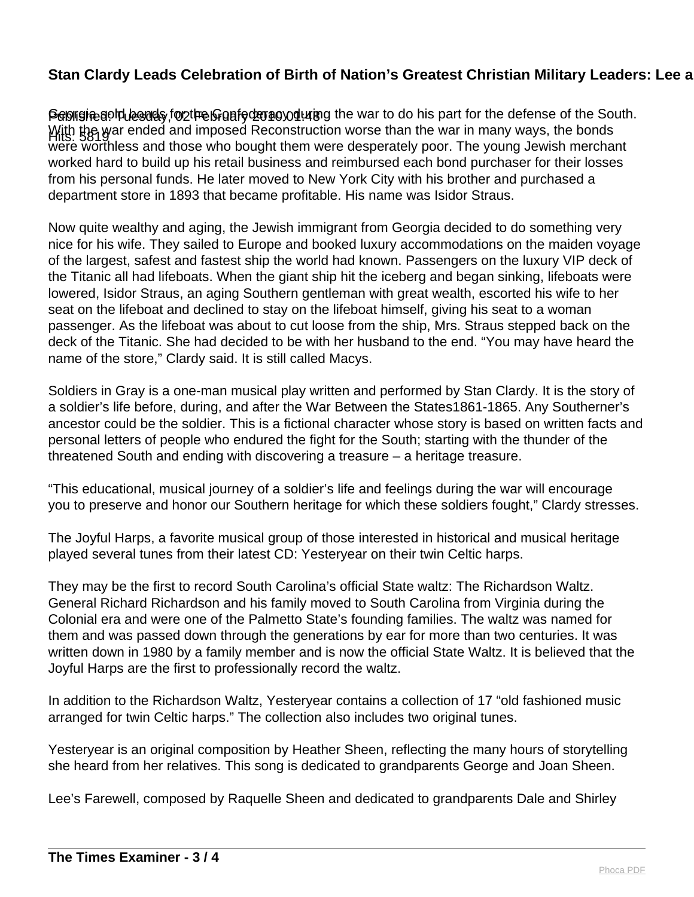Georgia sold bonds for the Confederacy during the war to do his part for the defense of the South. With the war ended and imposed Reconstruction worse than the war in many ways, the bonds were worthless and those who bought them were desperately poor. The young Jewish merchant worked hard to build up his retail business and reimbursed each bond purchaser for their losses from his personal funds. He later moved to New York City with his brother and purchased a department store in 1893 that became profitable. His name was Isidor Straus.

Now quite wealthy and aging, the Jewish immigrant from Georgia decided to do something very nice for his wife. They sailed to Europe and booked luxury accommodations on the maiden voyage of the largest, safest and fastest ship the world had known. Passengers on the luxury VIP deck of the Titanic all had lifeboats. When the giant ship hit the iceberg and began sinking, lifeboats were lowered, Isidor Straus, an aging Southern gentleman with great wealth, escorted his wife to her seat on the lifeboat and declined to stay on the lifeboat himself, giving his seat to a woman passenger. As the lifeboat was about to cut loose from the ship, Mrs. Straus stepped back on the deck of the Titanic. She had decided to be with her husband to the end. "You may have heard the name of the store," Clardy said. It is still called Macys.

Soldiers in Gray is a one-man musical play written and performed by Stan Clardy. It is the story of a soldier's life before, during, and after the War Between the States1861-1865. Any Southerner's ancestor could be the soldier. This is a fictional character whose story is based on written facts and personal letters of people who endured the fight for the South; starting with the thunder of the threatened South and ending with discovering a treasure – a heritage treasure.

"This educational, musical journey of a soldier's life and feelings during the war will encourage you to preserve and honor our Southern heritage for which these soldiers fought," Clardy stresses.

The Joyful Harps, a favorite musical group of those interested in historical and musical heritage played several tunes from their latest CD: Yesteryear on their twin Celtic harps.

They may be the first to record South Carolina's official State waltz: The Richardson Waltz. General Richard Richardson and his family moved to South Carolina from Virginia during the Colonial era and were one of the Palmetto State's founding families. The waltz was named for them and was passed down through the generations by ear for more than two centuries. It was written down in 1980 by a family member and is now the official State Waltz. It is believed that the Joyful Harps are the first to professionally record the waltz.

In addition to the Richardson Waltz, Yesteryear contains a collection of 17 "old fashioned music arranged for twin Celtic harps." The collection also includes two original tunes.

Yesteryear is an original composition by Heather Sheen, reflecting the many hours of storytelling she heard from her relatives. This song is dedicated to grandparents George and Joan Sheen.

Lee's Farewell, composed by Raquelle Sheen and dedicated to grandparents Dale and Shirley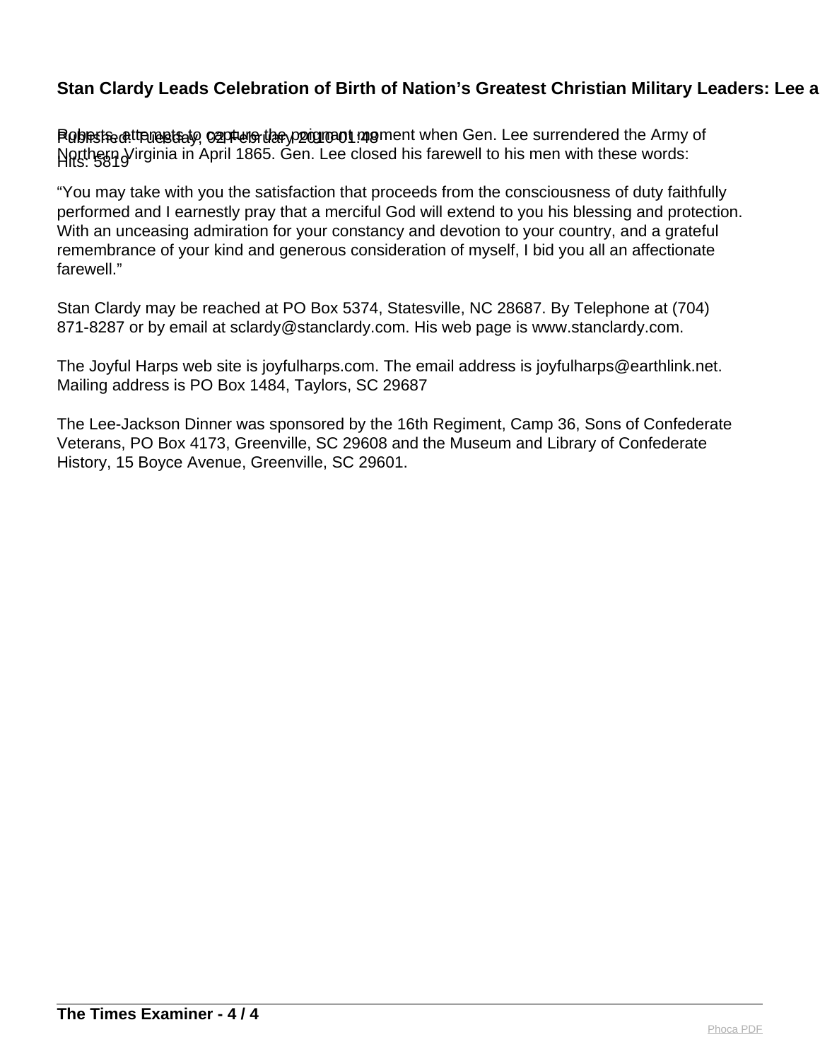Roberts, attempts to capture the poignant moment when Gen. Lee surrendered the Army of Northern Virginia in April 1865. Gen. Lee closed his farewell to his men with these words:

“You may take with you the satisfaction that proceeds from the consciousness of duty faithfully performed and I earnestly pray that a merciful God will extend to you his blessing and protection. With an unceasing admiration for your constancy and devotion to your country, and a grateful remembrance of your kind and generous consideration of myself, I bid you all an affectionate farewell.”

Stan Clardy may be reached at PO Box 5374, Statesville, NC 28687. By Telephone at (704) 871-8287 or by email at sclardy@stanclardy.com. His web page is www.stanclardy.com.

The Joyful Harps web site is joyfulharps.com. The email address is joyfulharps@earthlink.net. Mailing address is PO Box 1484, Taylors, SC 29687

The Lee-Jackson Dinner was sponsored by the 16th Regiment, Camp 36, Sons of Confederate Veterans, PO Box 4173, Greenville, SC 29608 and the Museum and Library of Confederate History, 15 Boyce Avenue, Greenville, SC 29601.